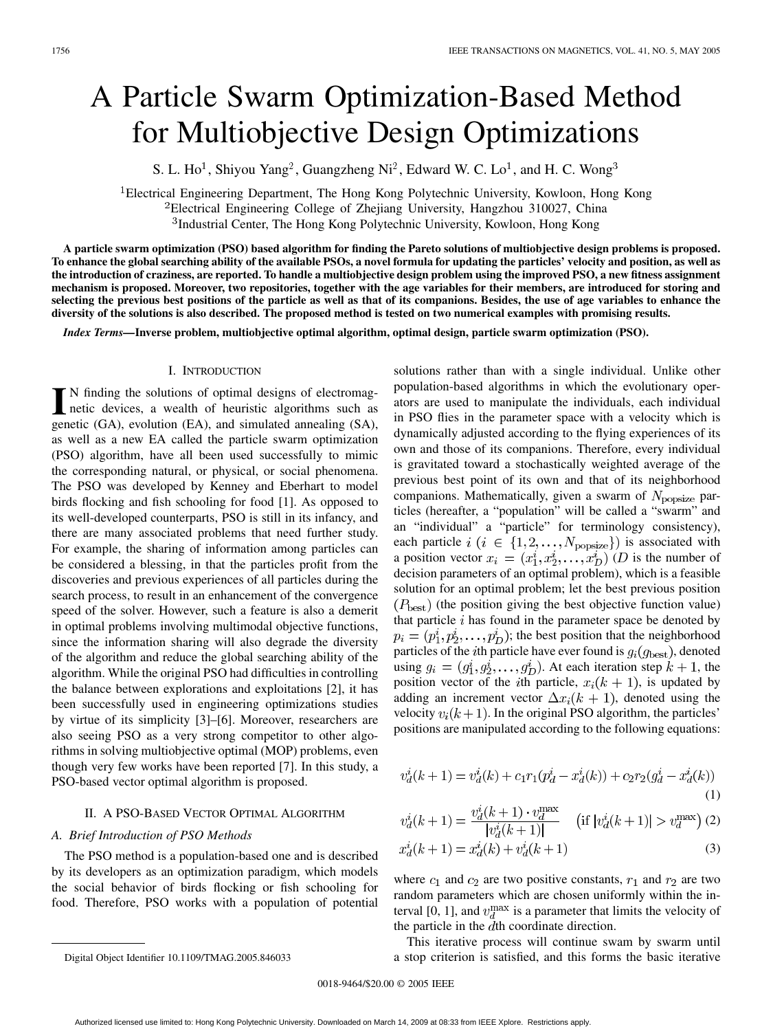# A Particle Swarm Optimization-Based Method for Multiobjective Design Optimizations

S. L. Ho[1], Shiyou Yang[2], Guangzheng Ni[2], Edward W. C. Lo[1], and H. C. Wong[3]

[1]Electrical Engineering Department, The Hong Kong Polytechnic University, Kowloon, Hong Kong
[2]Electrical Engineering College of Zhejiang University, Hangzhou 310027, China
[3]Industrial Center, The Hong Kong Polytechnic University, Kowloon, Hong Kong

**A particle swarm optimization (PSO) based algorithm for finding the Pareto solutions of multiobjective design problems is proposed. To enhance the global searching ability of the available PSOs, a novel formula for updating the particles' velocity and position, as well as the introduction of craziness, are reported. To handle a multiobjective design problem using the improved PSO, a new fitness assignment mechanism is proposed. Moreover, two repositories, together with the age variables for their members, are introduced for storing and selecting the previous best positions of the particle as well as that of its companions. Besides, the use of age variables to enhance the diversity of the solutions is also described. The proposed method is tested on two numerical examples with promising results.**

***Index Terms*—Inverse problem, multiobjective optimal algorithm, optimal design, particle swarm optimization (PSO).**

## I. Introduction

In finding the solutions of optimal designs of electromagnetic devices, a wealth of heuristic algorithms such as genetic (GA), evolution (EA), and simulated annealing (SA), as well as a new EA called the particle swarm optimization (PSO) algorithm, have all been used successfully to mimic the corresponding natural, or physical, or social phenomena. The PSO was developed by Kenney and Eberhart to model birds flocking and fish schooling for food [1]. As opposed to its well-developed counterparts, PSO is still in its infancy, and there are many associated problems that need further study. For example, the sharing of information among particles can be considered a blessing, in that the particles profit from the discoveries and previous experiences of all particles during the search process, to result in an enhancement of the convergence speed of the solver. However, such a feature is also a demerit in optimal problems involving multimodal objective functions, since the information sharing will also degrade the diversity of the algorithm and reduce the global searching ability of the algorithm. While the original PSO had difficulties in controlling the balance between explorations and exploitations [2], it has been successfully used in engineering optimizations studies by virtue of its simplicity [3]–[6]. Moreover, researchers are also seeing PSO as a very strong competitor to other algorithms in solving multiobjective optimal (MOP) problems, even though very few works have been reported [7]. In this study, a PSO-based vector optimal algorithm is proposed.

## II. A PSO-Based Vector Optimal Algorithm

### A. Brief Introduction of PSO Methods

The PSO method is a population-based one and is described by its developers as an optimization paradigm, which models the social behavior of birds flocking or fish schooling for food. Therefore, PSO works with a population of potential solutions rather than with a single individual. Unlike other population-based algorithms in which the evolutionary operators are used to manipulate the individuals, each individual in PSO flies in the parameter space with a velocity which is dynamically adjusted according to the flying experiences of its own and those of its companions. Therefore, every individual is gravitated toward a stochastically weighted average of the previous best point of its own and that of its neighborhood companions. Mathematically, given a swarm of $N_{\text{popsize}}$ particles (hereafter, a "population" will be called a "swarm" and an "individual" a "particle" for terminology consistency), each particle $i$ ($i \in \{1, 2, \ldots, N_{\text{popsize}}\}$) is associated with a position vector $x_i = (x_1^i, x_2^i, \ldots, x_D^i)$ ($D$ is the number of decision parameters of an optimal problem), which is a feasible solution for an optimal problem; let the best previous position ($P_{\text{best}}$) (the position giving the best objective function value) that particle $i$ has found in the parameter space be denoted by $p_i = (p_1^i, p_2^i, \ldots, p_D^i)$; the best position that the neighborhood particles of the $i$th particle have ever found is $g_i (g_{\text{best}})$, denoted using $g_i = (g_1^i, g_2^i, \ldots, g_D^i)$. At each iteration step $k+1$, the position vector of the $i$th particle, $x_i(k+1)$, is updated by adding an increment vector $\Delta x_i(k+1)$, denoted using the velocity $v_i(k+1)$. In the original PSO algorithm, the particles' positions are manipulated according to the following equations:

$$v_d^i(k+1) = v_d^i(k) + c_1 r_1 (p_d^i - x_d^i(k)) + c_2 r_2 (g_d^i - x_d^i(k)) \tag{1}$$

$$v_d^i(k+1) = \frac{v_d^i(k+1) \cdot v_d^{\max}}{|v_d^i(k+1)|} \quad \left(\text{if } |v_d^i(k+1)| > v_d^{\max}\right) \tag{2}$$

$$x_d^i(k+1) = x_d^i(k) + v_d^i(k+1) \tag{3}$$

where $c_1$ and $c_2$ are two positive constants, $r_1$ and $r_2$ are two random parameters which are chosen uniformly within the interval [0, 1], and $v_d^{\max}$ is a parameter that limits the velocity of the particle in the $d$th coordinate direction.

This iterative process will continue swam by swarm until a stop criterion is satisfied, and this forms the basic iterative

Digital Object Identifier 10.1109/TMAG.2005.846033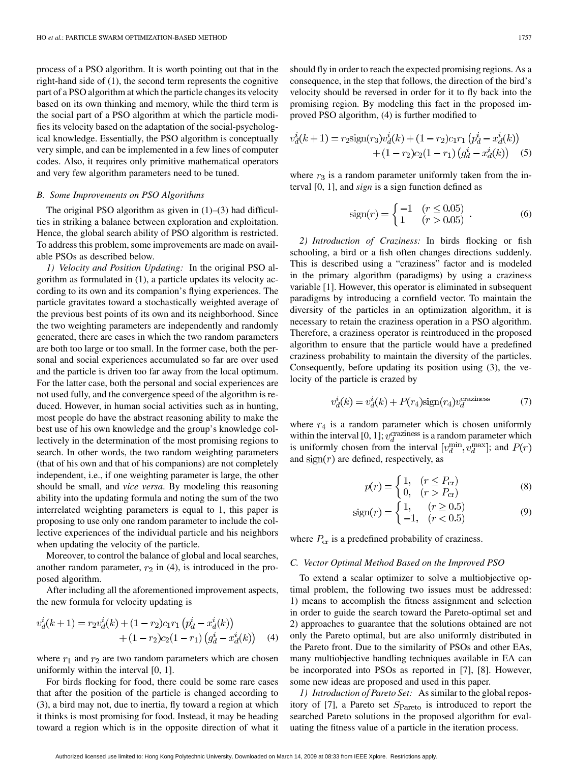process of a PSO algorithm. It is worth pointing out that in the right-hand side of (1), the second term represents the cognitive part of a PSO algorithm at which the particle changes its velocity based on its own thinking and memory, while the third term is the social part of a PSO algorithm at which the particle modifies its velocity based on the adaptation of the social-psychological knowledge. Essentially, the PSO algorithm is conceptually very simple, and can be implemented in a few lines of computer codes. Also, it requires only primitive mathematical operators and very few algorithm parameters need to be tuned.

### B. Some Improvements on PSO Algorithms

The original PSO algorithm as given in (1)–(3) had difficulties in striking a balance between exploration and exploitation. Hence, the global search ability of PSO algorithm is restricted. To address this problem, some improvements are made on available PSOs as described below.

*1) Velocity and Position Updating:* In the original PSO algorithm as formulated in (1), a particle updates its velocity according to its own and its companion's flying experiences. The particle gravitates toward a stochastically weighted average of the previous best points of its own and its neighborhood. Since the two weighting parameters are independently and randomly generated, there are cases in which the two random parameters are both too large or too small. In the former case, both the personal and social experiences accumulated so far are over used and the particle is driven too far away from the local optimum. For the latter case, both the personal and social experiences are not used fully, and the convergence speed of the algorithm is reduced. However, in human social activities such as in hunting, most people do have the abstract reasoning ability to make the best use of his own knowledge and the group's knowledge collectively in the determination of the most promising regions to search. In other words, the two random weighting parameters (that of his own and that of his companions) are not completely independent, i.e., if one weighting parameter is large, the other should be small, and *vice versa*. By modeling this reasoning ability into the updating formula and noting the sum of the two interrelated weighting parameters is equal to 1, this paper is proposing to use only one random parameter to include the collective experiences of the individual particle and his neighbors when updating the velocity of the particle.

Moreover, to control the balance of global and local searches, another random parameter, $r_2$ in (4), is introduced in the proposed algorithm.

After including all the aforementioned improvement aspects, the new formula for velocity updating is

$$v_d^i(k+1) = r_2 v_d^i(k) + (1-r_2)c_1 r_1 \left(p_d^i - x_d^i(k)\right) + (1-r_2)c_2(1-r_1)\left(g_d^i - x_d^i(k)\right) \quad (4)$$

where $r_1$ and $r_2$ are two random parameters which are chosen uniformly within the interval [0, 1].

For birds flocking for food, there could be some rare cases that after the position of the particle is changed according to (3), a bird may not, due to inertia, fly toward a region at which it thinks is most promising for food. Instead, it may be heading toward a region which is in the opposite direction of what it should fly in order to reach the expected promising regions. As a consequence, in the step that follows, the direction of the bird's velocity should be reversed in order for it to fly back into the promising region. By modeling this fact in the proposed improved PSO algorithm, (4) is further modified to

$$v_d^i(k+1) = r_2 \text{sign}(r_3) v_d^i(k) + (1-r_2)c_1 r_1 \left(p_d^i - x_d^i(k)\right) + (1-r_2)c_2(1-r_1)\left(g_d^i - x_d^i(k)\right) \quad (5)$$

where $r_3$ is a random parameter uniformly taken from the interval [0, 1], and *sign* is a sign function defined as

$$\text{sign}(r) = \begin{cases} -1 & (r \le 0.05) \\ 1 & (r > 0.05) \end{cases}. \quad (6)$$

*2) Introduction of Craziness:* In birds flocking or fish schooling, a bird or a fish often changes directions suddenly. This is described using a "craziness" factor and is modeled in the primary algorithm (paradigms) by using a craziness variable [1]. However, this operator is eliminated in subsequent paradigms by introducing a cornfield vector. To maintain the diversity of the particles in an optimization algorithm, it is necessary to retain the craziness operation in a PSO algorithm. Therefore, a craziness operator is reintroduced in the proposed algorithm to ensure that the particle would have a predefined craziness probability to maintain the diversity of the particles. Consequently, before updating its position using (3), the velocity of the particle is crazed by

$$v_d^i(k) = v_d^i(k) + P(r_4)\text{sign}(r_4) v_d^{\text{craziness}} \quad (7)$$

where $r_4$ is a random parameter which is chosen uniformly within the interval [0, 1]; $v_d^{\text{craziness}}$ is a random parameter which is uniformly chosen from the interval $[v_d^{\min}, v_d^{\max}]$; and $P(r)$ and $\text{sign}(r)$ are defined, respectively, as

$$p(r) = \begin{cases} 1, & (r \le P_{\text{cr}}) \\ 0, & (r > P_{\text{cr}}) \end{cases} \quad (8)$$

$$\text{sign}(r) = \begin{cases} 1, & (r \ge 0.5) \\ -1, & (r < 0.5) \end{cases} \quad (9)$$

where $P_{\text{cr}}$ is a predefined probability of craziness.

### C. Vector Optimal Method Based on the Improved PSO

To extend a scalar optimizer to solve a multiobjective optimal problem, the following two issues must be addressed: 1) means to accomplish the fitness assignment and selection in order to guide the search toward the Pareto-optimal set and 2) approaches to guarantee that the solutions obtained are not only the Pareto optimal, but are also uniformly distributed in the Pareto front. Due to the similarity of PSOs and other EAs, many multiobjective handling techniques available in EA can be incorporated into PSOs as reported in [7], [8]. However, some new ideas are proposed and used in this paper.

*1) Introduction of Pareto Set:* As similar to the global repository of [7], a Pareto set $S_{\text{Pareto}}$ is introduced to report the searched Pareto solutions in the proposed algorithm for evaluating the fitness value of a particle in the iteration process.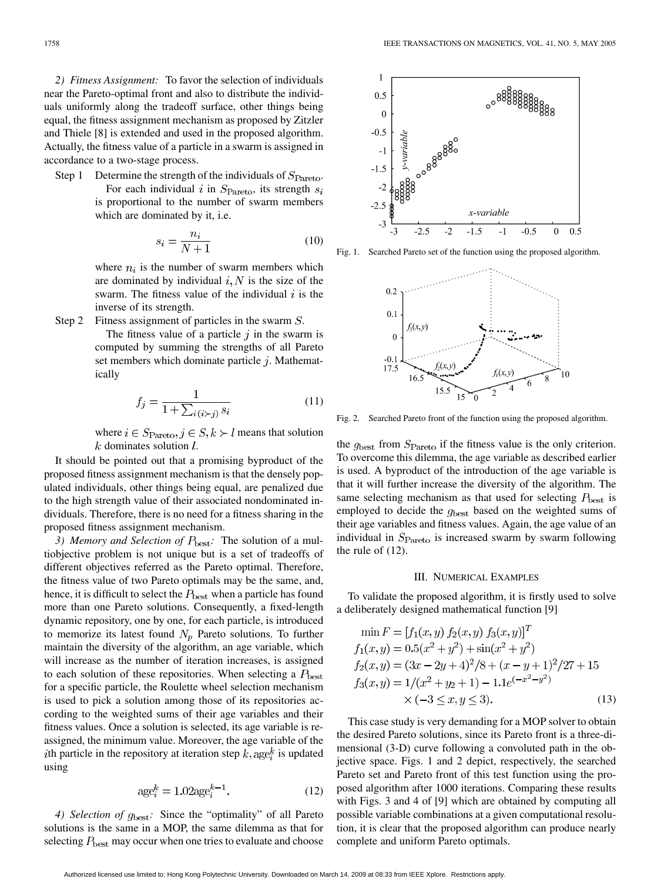*2) Fitness Assignment:* To favor the selection of individuals near the Pareto-optimal front and also to distribute the individuals uniformly along the tradeoff surface, other things being equal, the fitness assignment mechanism as proposed by Zitzler and Thiele [8] is extended and used in the proposed algorithm. Actually, the fitness value of a particle in a swarm is assigned in accordance to a two-stage process.

Step 1 Determine the strength of the individuals of $S_{\text{Pareto}}$.

For each individual $i$ in $S_{\text{Pareto}}$, its strength $s_i$ is proportional to the number of swarm members which are dominated by it, i.e.

$$s_i = \frac{n_i}{N+1} \tag{10}$$

where $n_i$ is the number of swarm members which are dominated by individual $i, N$ is the size of the swarm. The fitness value of the individual $i$ is the inverse of its strength.

Step 2 Fitness assignment of particles in the swarm $S$.

The fitness value of a particle $j$ in the swarm is computed by summing the strengths of all Pareto set members which dominate particle $j$. Mathematically

$$f_j = \frac{1}{1+\sum_{i(i \succ j)} s_i} \tag{11}$$

where $i \in S_{\text{Pareto}}, j \in S, k \succ l$ means that solution $k$ dominates solution $l$.

It should be pointed out that a promising byproduct of the proposed fitness assignment mechanism is that the densely populated individuals, other things being equal, are penalized due to the high strength value of their associated nondominated individuals. Therefore, there is no need for a fitness sharing in the proposed fitness assignment mechanism.

*3) Memory and Selection of $P_{\text{best}}$:* The solution of a multiobjective problem is not unique but is a set of tradeoffs of different objectives referred as the Pareto optimal. Therefore, the fitness value of two Pareto optimals may be the same, and, hence, it is difficult to select the $P_{\text{best}}$ when a particle has found more than one Pareto solutions. Consequently, a fixed-length dynamic repository, one by one, for each particle, is introduced to memorize its latest found $N_p$ Pareto solutions. To further maintain the diversity of the algorithm, an age variable, which will increase as the number of iteration increases, is assigned to each solution of these repositories. When selecting a $P_{\text{best}}$ for a specific particle, the Roulette wheel selection mechanism is used to pick a solution among those of its repositories according to the weighted sums of their age variables and their fitness values. Once a solution is selected, its age variable is reassigned, the minimum value. Moreover, the age variable of the $i$th particle in the repository at iteration step $k, \text{age}_i^k$ is updated using

$$\text{age}_i^k = 1.02\text{age}_i^{k-1}. \tag{12}$$

*4) Selection of $g_{\text{best}}$:* Since the "optimality" of all Pareto solutions is the same in a MOP, the same dilemma as that for selecting $P_{\text{best}}$ may occur when one tries to evaluate and choose the $g_{\text{best}}$ from $S_{\text{Pareto}}$ if the fitness value is the only criterion. To overcome this dilemma, the age variable as described earlier is used. A byproduct of the introduction of the age variable is that it will further increase the diversity of the algorithm. The same selecting mechanism as that used for selecting $P_{\text{best}}$ is employed to decide the $g_{\text{best}}$ based on the weighted sums of their age variables and fitness values. Again, the age value of an individual in $S_{\text{Pareto}}$ is increased swarm by swarm following the rule of (12).

Fig. 1. Searched Pareto set of the function using the proposed algorithm.

Fig. 2. Searched Pareto front of the function using the proposed algorithm.

## III. Numerical Examples

To validate the proposed algorithm, it is firstly used to solve a deliberately designed mathematical function [9]

$$\begin{aligned}
&\min F = [f_1(x,y)\ f_2(x,y)\ f_3(x,y)]^T \\
&f_1(x,y) = 0.5(x^2+y^2) + \sin(x^2+y^2) \\
&f_2(x,y) = (3x-2y+4)^2/8 + (x-y+1)^2/27 + 15 \\
&f_3(x,y) = 1/(x^2+y^2+1) - 1.1e^{(-x^2-y^2)} \\
&\qquad \times (-3 \le x, y \le 3).
\end{aligned} \tag{13}$$

This case study is very demanding for a MOP solver to obtain the desired Pareto solutions, since its Pareto front is a three-dimensional (3-D) curve following a convoluted path in the objective space. Figs. 1 and 2 depict, respectively, the searched Pareto set and Pareto front of this test function using the proposed algorithm after 1000 iterations. Comparing these results with Figs. 3 and 4 of [9] which are obtained by computing all possible variable combinations at a given computational resolution, it is clear that the proposed algorithm can produce nearly complete and uniform Pareto optimals.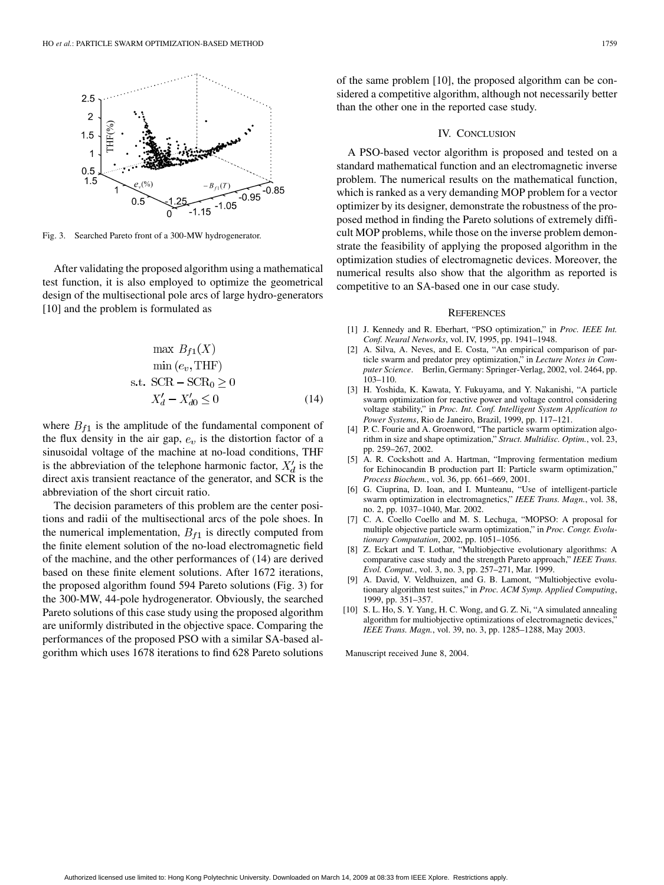2.5
2
1.5
1
0.5
THF(%)
1.5
1
0.5
0
$e_v$(%)
$-B_{f1}(T)$
-1.25
-1.15
-1.05
-0.95
-0.85

Fig. 3. Searched Pareto front of a 300-MW hydrogenerator.

After validating the proposed algorithm using a mathematical test function, it is also employed to optimize the geometrical design of the multisectional pole arcs of large hydro-generators [10] and the problem is formulated as

$$\begin{aligned} &\max\ B_{f1}(X) \\ &\min\,(e_v, \mathrm{THF}) \\ \text{s.t.}\ &\mathrm{SCR} - \mathrm{SCR}_0 \geq 0 \\ &X'_d - X'_{d0} \leq 0 \end{aligned} \tag{14}$$

where $B_{f1}$ is the amplitude of the fundamental component of the flux density in the air gap, $e_v$ is the distortion factor of a sinusoidal voltage of the machine at no-load conditions, THF is the abbreviation of the telephone harmonic factor, $X'_d$ is the direct axis transient reactance of the generator, and SCR is the abbreviation of the short circuit ratio.

The decision parameters of this problem are the center positions and radii of the multisectional arcs of the pole shoes. In the numerical implementation, $B_{f1}$ is directly computed from the finite element solution of the no-load electromagnetic field of the machine, and the other performances of (14) are derived based on these finite element solutions. After 1672 iterations, the proposed algorithm found 594 Pareto solutions (Fig. 3) for the 300-MW, 44-pole hydrogenerator. Obviously, the searched Pareto solutions of this case study using the proposed algorithm are uniformly distributed in the objective space. Comparing the performances of the proposed PSO with a similar SA-based algorithm which uses 1678 iterations to find 628 Pareto solutions of the same problem [10], the proposed algorithm can be considered a competitive algorithm, although not necessarily better than the other one in the reported case study.

## IV. Conclusion

A PSO-based vector algorithm is proposed and tested on a standard mathematical function and an electromagnetic inverse problem. The numerical results on the mathematical function, which is ranked as a very demanding MOP problem for a vector optimizer by its designer, demonstrate the robustness of the proposed method in finding the Pareto solutions of extremely difficult MOP problems, while those on the inverse problem demonstrate the feasibility of applying the proposed algorithm in the optimization studies of electromagnetic devices. Moreover, the numerical results also show that the algorithm as reported is competitive to an SA-based one in our case study.

## References

[1] J. Kennedy and R. Eberhart, "PSO optimization," in *Proc. IEEE Int. Conf. Neural Networks*, vol. IV, 1995, pp. 1941–1948.

[2] A. Silva, A. Neves, and E. Costa, "An empirical comparison of particle swarm and predator prey optimization," in *Lecture Notes in Computer Science*. Berlin, Germany: Springer-Verlag, 2002, vol. 2464, pp. 103–110.

[3] H. Yoshida, K. Kawata, Y. Fukuyama, and Y. Nakanishi, "A particle swarm optimization for reactive power and voltage control considering voltage stability," in *Proc. Int. Conf. Intelligent System Application to Power Systems*, Rio de Janeiro, Brazil, 1999, pp. 117–121.

[4] P. C. Fourie and A. Groenword, "The particle swarm optimization algorithm in size and shape optimization," *Struct. Multidisc. Optim.*, vol. 23, pp. 259–267, 2002.

[5] A. R. Cockshott and A. Hartman, "Improving fermentation medium for Echinocandin B production part II: Particle swarm optimization," *Process Biochem.*, vol. 36, pp. 661–669, 2001.

[6] G. Ciuprina, D. Ioan, and I. Munteanu, "Use of intelligent-particle swarm optimization in electromagnetics," *IEEE Trans. Magn.*, vol. 38, no. 2, pp. 1037–1040, Mar. 2002.

[7] C. A. Coello Coello and M. S. Lechuga, "MOPSO: A proposal for multiple objective particle swarm optimization," in *Proc. Congr. Evolutionary Computation*, 2002, pp. 1051–1056.

[8] Z. Eckart and T. Lothar, "Multiobjective evolutionary algorithms: A comparative case study and the strength Pareto approach," *IEEE Trans. Evol. Comput.*, vol. 3, no. 3, pp. 257–271, Mar. 1999.

[9] A. David, V. Veldhuizen, and G. B. Lamont, "Multiobjective evolutionary algorithm test suites," in *Proc. ACM Symp. Applied Computing*, 1999, pp. 351–357.

[10] S. L. Ho, S. Y. Yang, H. C. Wong, and G. Z. Ni, "A simulated annealing algorithm for multiobjective optimizations of electromagnetic devices," *IEEE Trans. Magn.*, vol. 39, no. 3, pp. 1285–1288, May 2003.

Manuscript received June 8, 2004.